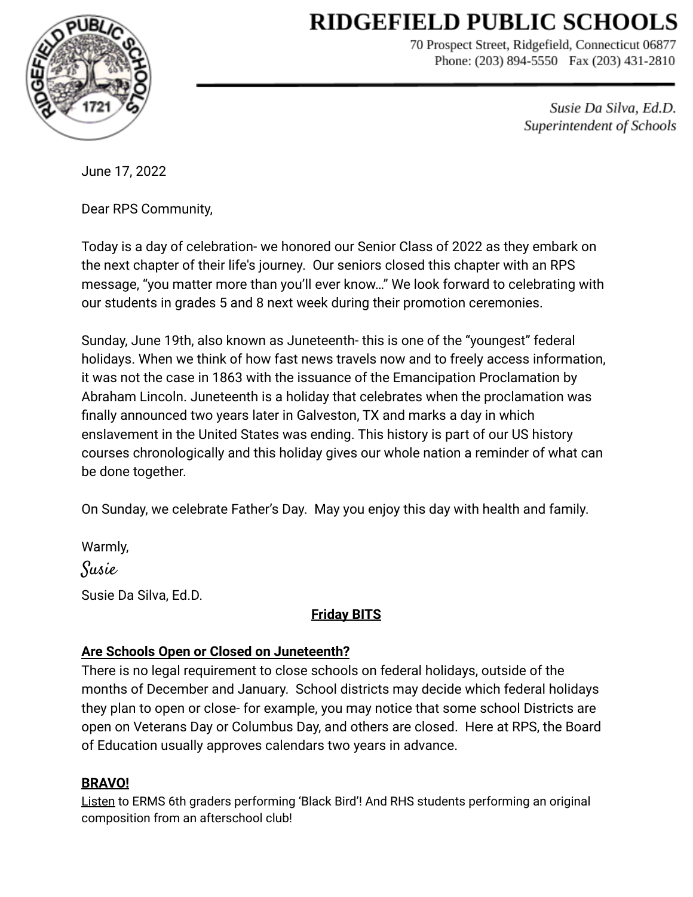# RIDGEFIELD PUBLIC SCHOOLS

70 Prospect Street, Ridgefield, Connecticut 06877
Phone: (203) 894-5550 Fax (203) 431-2810

*Susie Da Silva, Ed.D.*
*Superintendent of Schools*

June 17, 2022

Dear RPS Community,

Today is a day of celebration- we honored our Senior Class of 2022 as they embark on the next chapter of their life's journey. Our seniors closed this chapter with an RPS message, "you matter more than you'll ever know…" We look forward to celebrating with our students in grades 5 and 8 next week during their promotion ceremonies.

Sunday, June 19th, also known as Juneteenth- this is one of the "youngest" federal holidays. When we think of how fast news travels now and to freely access information, it was not the case in 1863 with the issuance of the Emancipation Proclamation by Abraham Lincoln. Juneteenth is a holiday that celebrates when the proclamation was finally announced two years later in Galveston, TX and marks a day in which enslavement in the United States was ending. This history is part of our US history courses chronologically and this holiday gives our whole nation a reminder of what can be done together.

On Sunday, we celebrate Father's Day. May you enjoy this day with health and family.

Warmly,

*Susie*

Susie Da Silva, Ed.D.

## Friday BITS

### Are Schools Open or Closed on Juneteenth?

There is no legal requirement to close schools on federal holidays, outside of the months of December and January. School districts may decide which federal holidays they plan to open or close- for example, you may notice that some school Districts are open on Veterans Day or Columbus Day, and others are closed. Here at RPS, the Board of Education usually approves calendars two years in advance.

### BRAVO!

Listen to ERMS 6th graders performing 'Black Bird'! And RHS students performing an original composition from an afterschool club!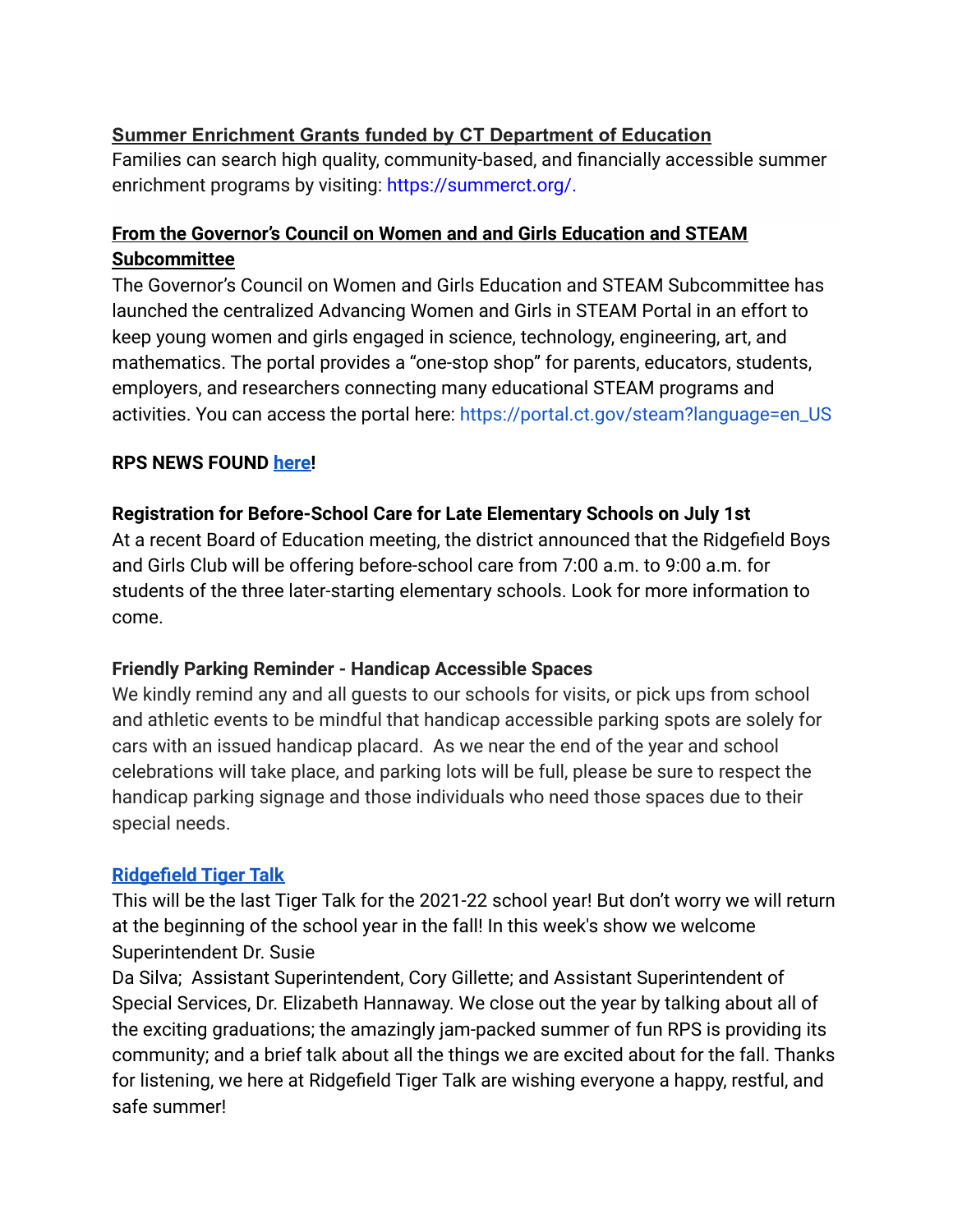**Summer Enrichment Grants funded by CT Department of Education**

Families can search high quality, community-based, and financially accessible summer enrichment programs by visiting: https://summerct.org/.

**From the Governor's Council on Women and and Girls Education and STEAM Subcommittee**

The Governor's Council on Women and Girls Education and STEAM Subcommittee has launched the centralized Advancing Women and Girls in STEAM Portal in an effort to keep young women and girls engaged in science, technology, engineering, art, and mathematics. The portal provides a "one-stop shop" for parents, educators, students, employers, and researchers connecting many educational STEAM programs and activities. You can access the portal here: https://portal.ct.gov/steam?language=en_US

**RPS NEWS FOUND here!**

**Registration for Before-School Care for Late Elementary Schools on July 1st**

At a recent Board of Education meeting, the district announced that the Ridgefield Boys and Girls Club will be offering before-school care from 7:00 a.m. to 9:00 a.m. for students of the three later-starting elementary schools. Look for more information to come.

**Friendly Parking Reminder - Handicap Accessible Spaces**

We kindly remind any and all guests to our schools for visits, or pick ups from school and athletic events to be mindful that handicap accessible parking spots are solely for cars with an issued handicap placard. As we near the end of the year and school celebrations will take place, and parking lots will be full, please be sure to respect the handicap parking signage and those individuals who need those spaces due to their special needs.

**Ridgefield Tiger Talk**

This will be the last Tiger Talk for the 2021-22 school year! But don't worry we will return at the beginning of the school year in the fall! In this week's show we welcome Superintendent Dr. Susie Da Silva; Assistant Superintendent, Cory Gillette; and Assistant Superintendent of Special Services, Dr. Elizabeth Hannaway. We close out the year by talking about all of the exciting graduations; the amazingly jam-packed summer of fun RPS is providing its community; and a brief talk about all the things we are excited about for the fall. Thanks for listening, we here at Ridgefield Tiger Talk are wishing everyone a happy, restful, and safe summer!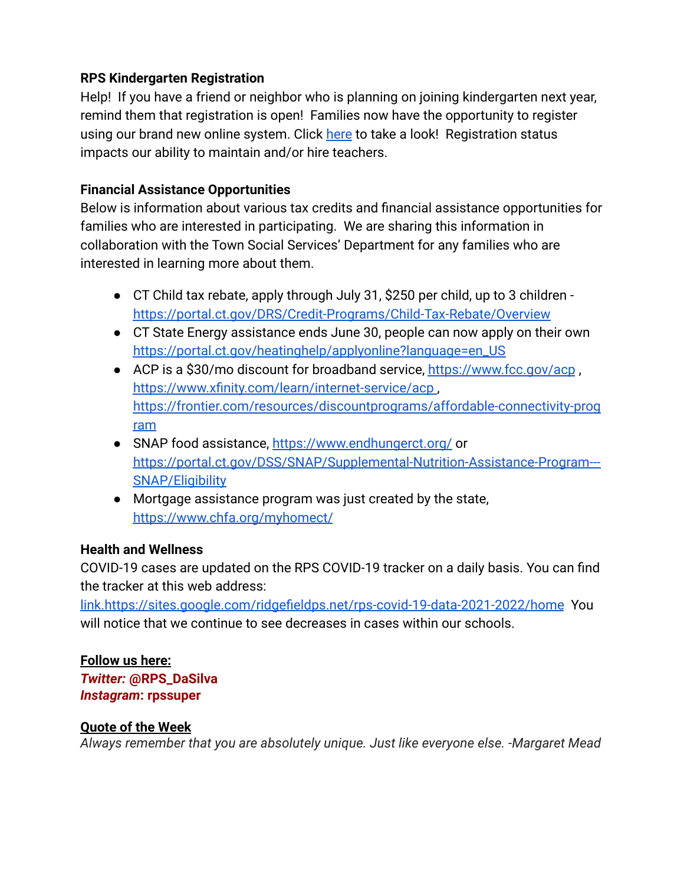**RPS Kindergarten Registration**

Help! If you have a friend or neighbor who is planning on joining kindergarten next year, remind them that registration is open! Families now have the opportunity to register using our brand new online system. Click here to take a look! Registration status impacts our ability to maintain and/or hire teachers.

**Financial Assistance Opportunities**

Below is information about various tax credits and financial assistance opportunities for families who are interested in participating. We are sharing this information in collaboration with the Town Social Services' Department for any families who are interested in learning more about them.

- CT Child tax rebate, apply through July 31, $250 per child, up to 3 children - https://portal.ct.gov/DRS/Credit-Programs/Child-Tax-Rebate/Overview
- CT State Energy assistance ends June 30, people can now apply on their own https://portal.ct.gov/heatinghelp/applyonline?language=en_US
- ACP is a $30/mo discount for broadband service, https://www.fcc.gov/acp , https://www.xfinity.com/learn/internet-service/acp , https://frontier.com/resources/discountprograms/affordable-connectivity-program
- SNAP food assistance, https://www.endhungerct.org/ or https://portal.ct.gov/DSS/SNAP/Supplemental-Nutrition-Assistance-Program---SNAP/Eligibility
- Mortgage assistance program was just created by the state, https://www.chfa.org/myhomect/

**Health and Wellness**

COVID-19 cases are updated on the RPS COVID-19 tracker on a daily basis. You can find the tracker at this web address: link.https://sites.google.com/ridgefieldps.net/rps-covid-19-data-2021-2022/home You will notice that we continue to see decreases in cases within our schools.

**Follow us here:**

***Twitter:* @RPS_DaSilva**
***Instagram*: rpssuper**

**Quote of the Week**

*Always remember that you are absolutely unique. Just like everyone else. -Margaret Mead*